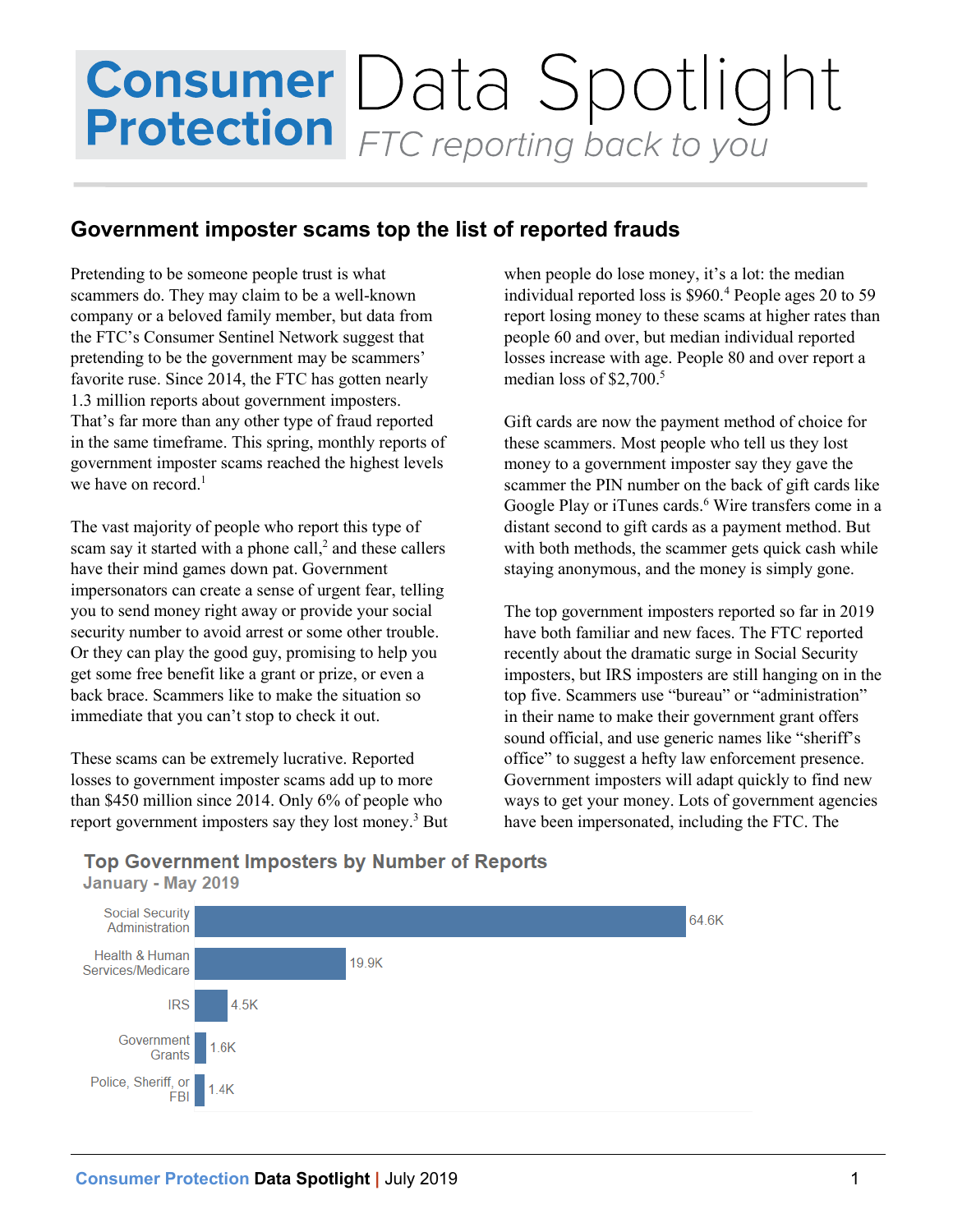# Consumer Protection Data Spotlight

*FTC reporting back to you*

## Government imposter scams top the list of reported frauds

Pretending to be someone people trust is what scammers do. They may claim to be a well-known company or a beloved family member, but data from the FTC's Consumer Sentinel Network suggest that pretending to be the government may be scammers' favorite ruse. Since 2014, the FTC has gotten nearly 1.3 million reports about government imposters. That's far more than any other type of fraud reported in the same timeframe. This spring, monthly reports of government imposter scams reached the highest levels we have on record.[1]

The vast majority of people who report this type of scam say it started with a phone call,[2] and these callers have their mind games down pat. Government impersonators can create a sense of urgent fear, telling you to send money right away or provide your social security number to avoid arrest or some other trouble. Or they can play the good guy, promising to help you get some free benefit like a grant or prize, or even a back brace. Scammers like to make the situation so immediate that you can't stop to check it out.

These scams can be extremely lucrative. Reported losses to government imposter scams add up to more than $450 million since 2014. Only 6% of people who report government imposters say they lost money.[3] But when people do lose money, it's a lot: the median individual reported loss is $960.[4] People ages 20 to 59 report losing money to these scams at higher rates than people 60 and over, but median individual reported losses increase with age. People 80 and over report a median loss of $2,700.[5]

Gift cards are now the payment method of choice for these scammers. Most people who tell us they lost money to a government imposter say they gave the scammer the PIN number on the back of gift cards like Google Play or iTunes cards.[6] Wire transfers come in a distant second to gift cards as a payment method. But with both methods, the scammer gets quick cash while staying anonymous, and the money is simply gone.

The top government imposters reported so far in 2019 have both familiar and new faces. The FTC reported recently about the dramatic surge in Social Security imposters, but IRS imposters are still hanging on in the top five. Scammers use "bureau" or "administration" in their name to make their government grant offers sound official, and use generic names like "sheriff's office" to suggest a hefty law enforcement presence. Government imposters will adapt quickly to find new ways to get your money. Lots of government agencies have been impersonated, including the FTC. The

**Top Government Imposters by Number of Reports**
**January - May 2019**

| Imposter | Number of Reports |
|---|---|
| Social Security Administration | 64.6K |
| Health & Human Services/Medicare | 19.9K |
| IRS | 4.5K |
| Government Grants | 1.6K |
| Police, Sheriff, or FBI | 1.4K |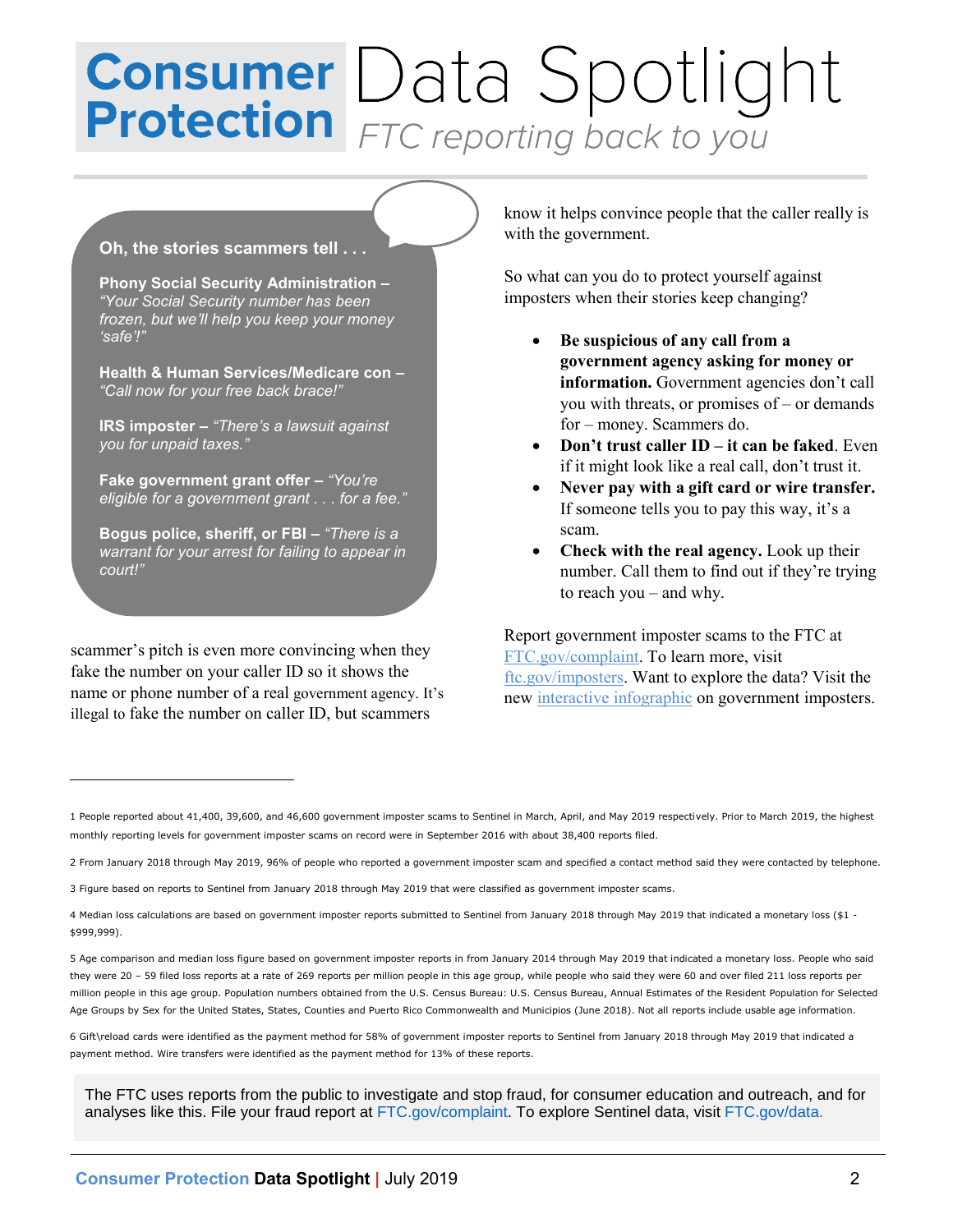**Oh, the stories scammers tell . . .**

**Phony Social Security Administration –** *"Your Social Security number has been frozen, but we'll help you keep your money 'safe'!"*

**Health & Human Services/Medicare con –** *"Call now for your free back brace!"*

**IRS imposter –** *"There's a lawsuit against you for unpaid taxes."*

**Fake government grant offer –** *"You're eligible for a government grant . . . for a fee."*

**Bogus police, sheriff, or FBI –** *"There is a warrant for your arrest for failing to appear in court!"*

scammer's pitch is even more convincing when they fake the number on your caller ID so it shows the name or phone number of a real government agency. It's illegal to fake the number on caller ID, but scammers know it helps convince people that the caller really is with the government.

So what can you do to protect yourself against imposters when their stories keep changing?

- **Be suspicious of any call from a government agency asking for money or information.** Government agencies don't call you with threats, or promises of – or demands for – money. Scammers do.
- **Don't trust caller ID – it can be faked**. Even if it might look like a real call, don't trust it.
- **Never pay with a gift card or wire transfer.** If someone tells you to pay this way, it's a scam.
- **Check with the real agency.** Look up their number. Call them to find out if they're trying to reach you – and why.

Report government imposter scams to the FTC at FTC.gov/complaint. To learn more, visit ftc.gov/imposters. Want to explore the data? Visit the new interactive infographic on government imposters.

---

1 People reported about 41,400, 39,600, and 46,600 government imposter scams to Sentinel in March, April, and May 2019 respectively. Prior to March 2019, the highest monthly reporting levels for government imposter scams on record were in September 2016 with about 38,400 reports filed.

2 From January 2018 through May 2019, 96% of people who reported a government imposter scam and specified a contact method said they were contacted by telephone.

3 Figure based on reports to Sentinel from January 2018 through May 2019 that were classified as government imposter scams.

4 Median loss calculations are based on government imposter reports submitted to Sentinel from January 2018 through May 2019 that indicated a monetary loss ($1 - $999,999).

5 Age comparison and median loss figure based on government imposter reports in from January 2014 through May 2019 that indicated a monetary loss. People who said they were 20 – 59 filed loss reports at a rate of 269 reports per million people in this age group, while people who said they were 60 and over filed 211 loss reports per million people in this age group. Population numbers obtained from the U.S. Census Bureau: U.S. Census Bureau, Annual Estimates of the Resident Population for Selected Age Groups by Sex for the United States, States, Counties and Puerto Rico Commonwealth and Municipios (June 2018). Not all reports include usable age information.

6 Gift\reload cards were identified as the payment method for 58% of government imposter reports to Sentinel from January 2018 through May 2019 that indicated a payment method. Wire transfers were identified as the payment method for 13% of these reports.

The FTC uses reports from the public to investigate and stop fraud, for consumer education and outreach, and for analyses like this. File your fraud report at FTC.gov/complaint. To explore Sentinel data, visit FTC.gov/data.